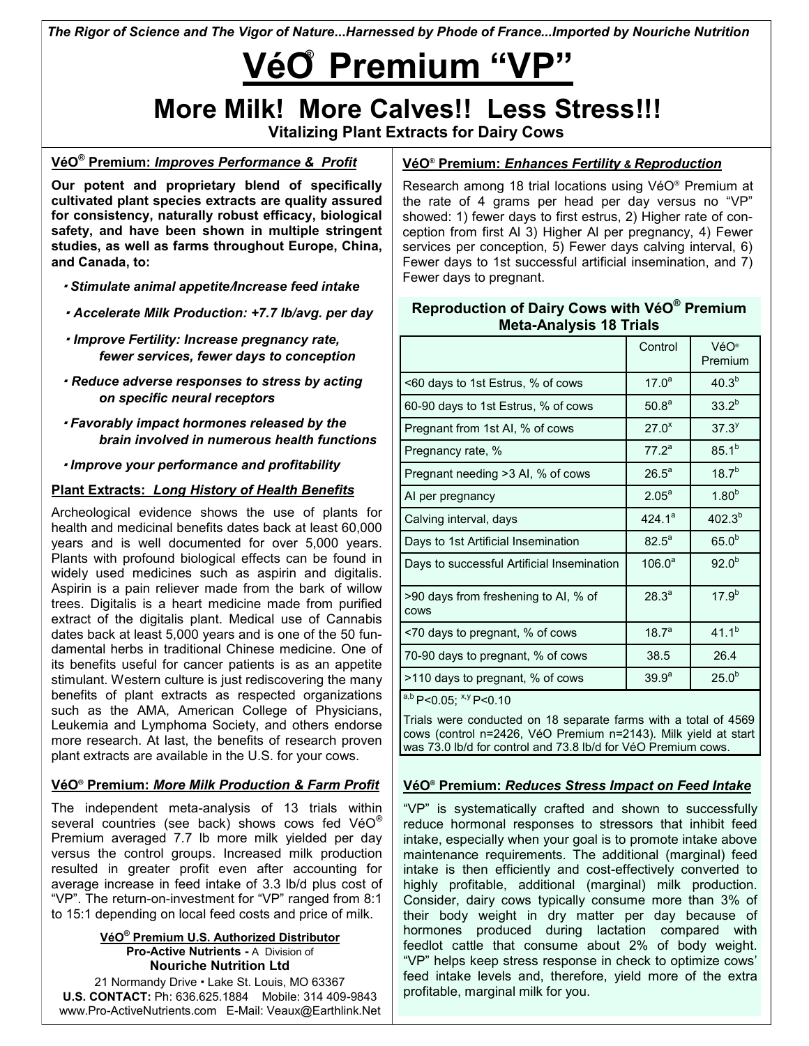*The Rigor of Science and The Vigor of Nature...Harnessed by Phode of France...Imported by Nouriche Nutrition*

# VéO® Premium “VP”

## More Milk! More Calves!! Less Stress!!!

### Vitalizing Plant Extracts for Dairy Cows

### VéO® Premium: *Improves Performance & Profit*

**Our potent and proprietary blend of specifically cultivated plant species extracts are quality assured for consistency, naturally robust efficacy, biological safety, and have been shown in multiple stringent studies, as well as farms throughout Europe, China, and Canada, to:**

- ***Stimulate animal appetite/Increase feed intake***
- ***Accelerate Milk Production: +7.7 lb/avg. per day***
- ***Improve Fertility: Increase pregnancy rate, fewer services, fewer days to conception***
- ***Reduce adverse responses to stress by acting on specific neural receptors***
- ***Favorably impact hormones released by the brain involved in numerous health functions***
- ***Improve your performance and profitability***

### Plant Extracts: *Long History of Health Benefits*

Archeological evidence shows the use of plants for health and medicinal benefits dates back at least 60,000 years and is well documented for over 5,000 years. Plants with profound biological effects can be found in widely used medicines such as aspirin and digitalis. Aspirin is a pain reliever made from the bark of willow trees. Digitalis is a heart medicine made from purified extract of the digitalis plant. Medical use of Cannabis dates back at least 5,000 years and is one of the 50 fundamental herbs in traditional Chinese medicine. One of its benefits useful for cancer patients is as an appetite stimulant. Western culture is just rediscovering the many benefits of plant extracts as respected organizations such as the AMA, American College of Physicians, Leukemia and Lymphoma Society, and others endorse more research. At last, the benefits of research proven plant extracts are available in the U.S. for your cows.

### VéO® Premium: *More Milk Production & Farm Profit*

The independent meta-analysis of 13 trials within several countries (see back) shows cows fed VéO® Premium averaged 7.7 lb more milk yielded per day versus the control groups. Increased milk production resulted in greater profit even after accounting for average increase in feed intake of 3.3 lb/d plus cost of “VP”. The return-on-investment for “VP” ranged from 8:1 to 15:1 depending on local feed costs and price of milk.

**VéO® Premium U.S. Authorized Distributor**
**Pro-Active Nutrients -** A Division of
**Nouriche Nutrition Ltd**
21 Normandy Drive • Lake St. Louis, MO 63367
**U.S. CONTACT:** Ph: 636.625.1884 Mobile: 314 409-9843
www.Pro-ActiveNutrients.com E-Mail: Veaux@Earthlink.Net

### VéO® Premium: *Enhances Fertility & Reproduction*

Research among 18 trial locations using VéO® Premium at the rate of 4 grams per head per day versus no “VP” showed: 1) fewer days to first estrus, 2) Higher rate of conception from first AI 3) Higher AI per pregnancy, 4) Fewer services per conception, 5) Fewer days calving interval, 6) Fewer days to 1st successful artificial insemination, and 7) Fewer days to pregnant.

**Reproduction of Dairy Cows with VéO® Premium Meta-Analysis 18 Trials**

| | Control | VéO® Premium |
|---|---|---|
| <60 days to 1st Estrus, % of cows | $17.0^{a}$ | $40.3^{b}$ |
| 60-90 days to 1st Estrus, % of cows | $50.8^{a}$ | $33.2^{b}$ |
| Pregnant from 1st AI, % of cows | $27.0^{x}$ | $37.3^{y}$ |
| Pregnancy rate, % | $77.2^{a}$ | $85.1^{b}$ |
| Pregnant needing >3 AI, % of cows | $26.5^{a}$ | $18.7^{b}$ |
| AI per pregnancy | $2.05^{a}$ | $1.80^{b}$ |
| Calving interval, days | $424.1^{a}$ | $402.3^{b}$ |
| Days to 1st Artificial Insemination | $82.5^{a}$ | $65.0^{b}$ |
| Days to successful Artificial Insemination | $106.0^{a}$ | $92.0^{b}$ |
| >90 days from freshening to AI, % of cows | $28.3^{a}$ | $17.9^{b}$ |
| <70 days to pregnant, % of cows | $18.7^{a}$ | $41.1^{b}$ |
| 70-90 days to pregnant, % of cows | 38.5 | 26.4 |
| >110 days to pregnant, % of cows | $39.9^{a}$ | $25.0^{b}$ |

$^{a,b}$ $P<0.05$; $^{x,y}$ $P<0.10$

Trials were conducted on 18 separate farms with a total of 4569 cows (control n=2426, VéO Premium n=2143). Milk yield at start was 73.0 lb/d for control and 73.8 lb/d for VéO Premium cows.

### VéO® Premium: *Reduces Stress Impact on Feed Intake*

“VP” is systematically crafted and shown to successfully reduce hormonal responses to stressors that inhibit feed intake, especially when your goal is to promote intake above maintenance requirements. The additional (marginal) feed intake is then efficiently and cost-effectively converted to highly profitable, additional (marginal) milk production. Consider, dairy cows typically consume more than 3% of their body weight in dry matter per day because of hormones produced during lactation compared with feedlot cattle that consume about 2% of body weight. “VP” helps keep stress response in check to optimize cows’ feed intake levels and, therefore, yield more of the extra profitable, marginal milk for you.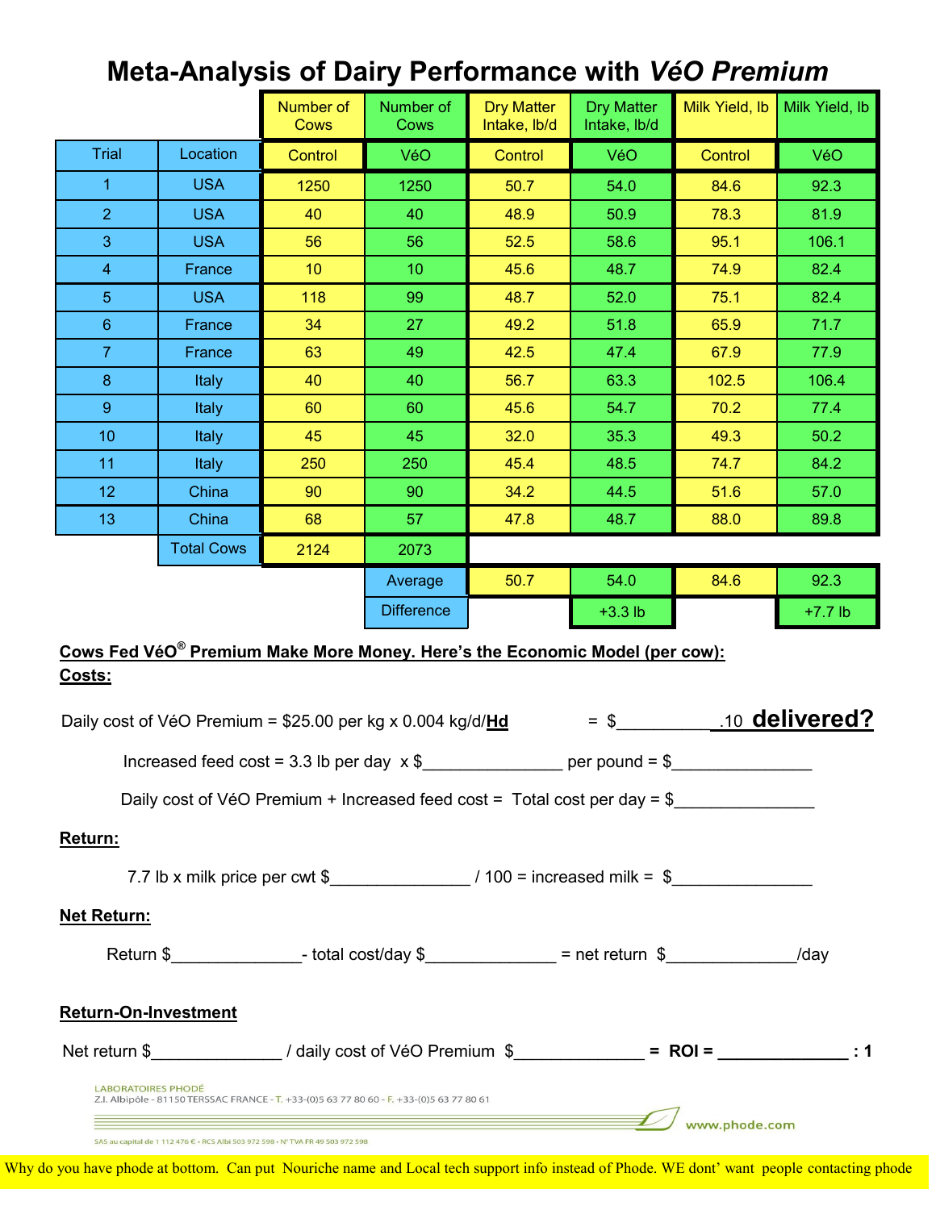# Meta-Analysis of Dairy Performance with *VéO Premium*

| | | Number of Cows | Number of Cows | Dry Matter Intake, lb/d | Dry Matter Intake, lb/d | Milk Yield, lb | Milk Yield, lb |
|---|---|---|---|---|---|---|---|
| Trial | Location | Control | VéO | Control | VéO | Control | VéO |
| 1 | USA | 1250 | 1250 | 50.7 | 54.0 | 84.6 | 92.3 |
| 2 | USA | 40 | 40 | 48.9 | 50.9 | 78.3 | 81.9 |
| 3 | USA | 56 | 56 | 52.5 | 58.6 | 95.1 | 106.1 |
| 4 | France | 10 | 10 | 45.6 | 48.7 | 74.9 | 82.4 |
| 5 | USA | 118 | 99 | 48.7 | 52.0 | 75.1 | 82.4 |
| 6 | France | 34 | 27 | 49.2 | 51.8 | 65.9 | 71.7 |
| 7 | France | 63 | 49 | 42.5 | 47.4 | 67.9 | 77.9 |
| 8 | Italy | 40 | 40 | 56.7 | 63.3 | 102.5 | 106.4 |
| 9 | Italy | 60 | 60 | 45.6 | 54.7 | 70.2 | 77.4 |
| 10 | Italy | 45 | 45 | 32.0 | 35.3 | 49.3 | 50.2 |
| 11 | Italy | 250 | 250 | 45.4 | 48.5 | 74.7 | 84.2 |
| 12 | China | 90 | 90 | 34.2 | 44.5 | 51.6 | 57.0 |
| 13 | China | 68 | 57 | 47.8 | 48.7 | 88.0 | 89.8 |
| | Total Cows | 2124 | 2073 | | | | |
| | | | Average | 50.7 | 54.0 | 84.6 | 92.3 |
| | | | Difference | | +3.3 lb | | +7.7 lb |

**Cows Fed VéO® Premium Make More Money. Here's the Economic Model (per cow):**

**Costs:**

Daily cost of VéO Premium = $25.00 per kg x 0.004 kg/d/**Hd** = $__________.10 **delivered?**

Increased feed cost = 3.3 lb per day x $_______________ per pound = $_______________

Daily cost of VéO Premium + Increased feed cost = Total cost per day = $_______________

**Return:**

7.7 lb x milk price per cwt $_______________ / 100 = increased milk = $_______________

**Net Return:**

Return $______________- total cost/day $______________ = net return $______________/day

**Return-On-Investment**

Net return $______________ / daily cost of VéO Premium $______________ = **ROI = ______________ : 1**

LABORATOIRES PHODÉ
Z.I. Albipôle - 81150 TERSSAC FRANCE - T. +33-(0)5 63 77 80 60 - F. +33-(0)5 63 77 80 61
www.phode.com
SAS au capital de 1 112 476 € • RCS Albi 503 972 598 • N° TVA FR 49 503 972 598

Why do you have phode at bottom. Can put Nouriche name and Local tech support info instead of Phode. WE dont' want people contacting phode